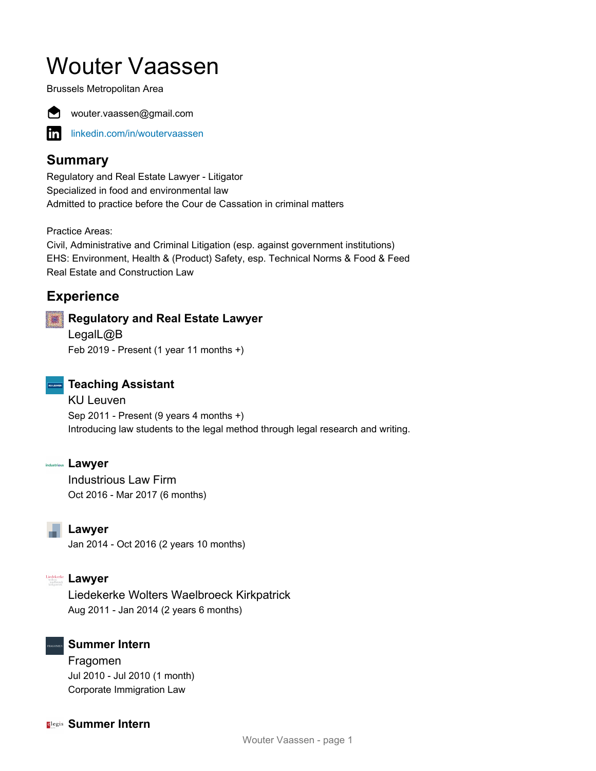# Wouter Vaassen

Brussels Metropolitan Area

wouter.vaassen@gmail.com

linkedin.com/in/woutervaassen

## Summary

Regulatory and Real Estate Lawyer - Litigator
Specialized in food and environmental law
Admitted to practice before the Cour de Cassation in criminal matters

Practice Areas:
Civil, Administrative and Criminal Litigation (esp. against government institutions)
EHS: Environment, Health & (Product) Safety, esp. Technical Norms & Food & Feed
Real Estate and Construction Law

## Experience

### Regulatory and Real Estate Lawyer

LegalL@B
Feb 2019 - Present (1 year 11 months +)

### Teaching Assistant

KU Leuven
Sep 2011 - Present (9 years 4 months +)
Introducing law students to the legal method through legal research and writing.

### Lawyer

Industrious Law Firm
Oct 2016 - Mar 2017 (6 months)

### Lawyer

Jan 2014 - Oct 2016 (2 years 10 months)

### Lawyer

Liedekerke Wolters Waelbroeck Kirkpatrick
Aug 2011 - Jan 2014 (2 years 6 months)

### Summer Intern

Fragomen
Jul 2010 - Jul 2010 (1 month)
Corporate Immigration Law

### Summer Intern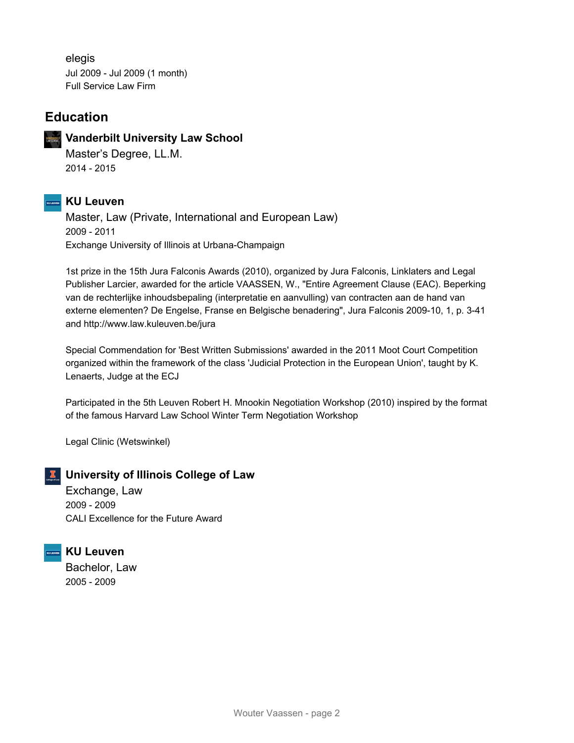elegis
Jul 2009 - Jul 2009 (1 month)
Full Service Law Firm

## Education

### Vanderbilt University Law School

Master’s Degree, LL.M.
2014 - 2015

### KU Leuven

Master, Law (Private, International and European Law)
2009 - 2011
Exchange University of Illinois at Urbana-Champaign

1st prize in the 15th Jura Falconis Awards (2010), organized by Jura Falconis, Linklaters and Legal Publisher Larcier, awarded for the article VAASSEN, W., "Entire Agreement Clause (EAC). Beperking van de rechterlijke inhoudsbepaling (interpretatie en aanvulling) van contracten aan de hand van externe elementen? De Engelse, Franse en Belgische benadering", Jura Falconis 2009-10, 1, p. 3-41 and http://www.law.kuleuven.be/jura

Special Commendation for 'Best Written Submissions' awarded in the 2011 Moot Court Competition organized within the framework of the class 'Judicial Protection in the European Union', taught by K. Lenaerts, Judge at the ECJ

Participated in the 5th Leuven Robert H. Mnookin Negotiation Workshop (2010) inspired by the format of the famous Harvard Law School Winter Term Negotiation Workshop

Legal Clinic (Wetswinkel)

### University of Illinois College of Law

Exchange, Law
2009 - 2009
CALI Excellence for the Future Award

### KU Leuven

Bachelor, Law
2005 - 2009